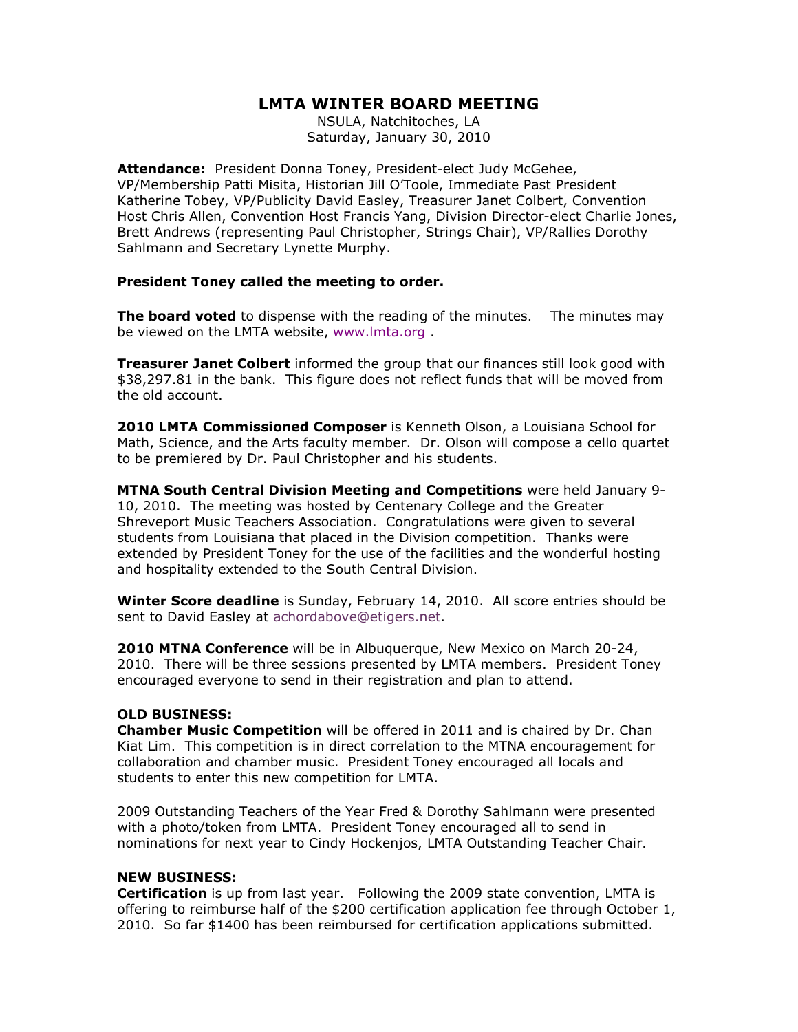# LMTA WINTER BOARD MEETING

NSULA, Natchitoches, LA
Saturday, January 30, 2010

**Attendance:** President Donna Toney, President-elect Judy McGehee, VP/Membership Patti Misita, Historian Jill O'Toole, Immediate Past President Katherine Tobey, VP/Publicity David Easley, Treasurer Janet Colbert, Convention Host Chris Allen, Convention Host Francis Yang, Division Director-elect Charlie Jones, Brett Andrews (representing Paul Christopher, Strings Chair), VP/Rallies Dorothy Sahlmann and Secretary Lynette Murphy.

**President Toney called the meeting to order.**

**The board voted** to dispense with the reading of the minutes. The minutes may be viewed on the LMTA website, www.lmta.org .

**Treasurer Janet Colbert** informed the group that our finances still look good with $38,297.81 in the bank. This figure does not reflect funds that will be moved from the old account.

**2010 LMTA Commissioned Composer** is Kenneth Olson, a Louisiana School for Math, Science, and the Arts faculty member. Dr. Olson will compose a cello quartet to be premiered by Dr. Paul Christopher and his students.

**MTNA South Central Division Meeting and Competitions** were held January 9-10, 2010. The meeting was hosted by Centenary College and the Greater Shreveport Music Teachers Association. Congratulations were given to several students from Louisiana that placed in the Division competition. Thanks were extended by President Toney for the use of the facilities and the wonderful hosting and hospitality extended to the South Central Division.

**Winter Score deadline** is Sunday, February 14, 2010. All score entries should be sent to David Easley at achordabove@etigers.net.

**2010 MTNA Conference** will be in Albuquerque, New Mexico on March 20-24, 2010. There will be three sessions presented by LMTA members. President Toney encouraged everyone to send in their registration and plan to attend.

**OLD BUSINESS:**

**Chamber Music Competition** will be offered in 2011 and is chaired by Dr. Chan Kiat Lim. This competition is in direct correlation to the MTNA encouragement for collaboration and chamber music. President Toney encouraged all locals and students to enter this new competition for LMTA.

2009 Outstanding Teachers of the Year Fred & Dorothy Sahlmann were presented with a photo/token from LMTA. President Toney encouraged all to send in nominations for next year to Cindy Hockenjos, LMTA Outstanding Teacher Chair.

**NEW BUSINESS:**

**Certification** is up from last year. Following the 2009 state convention, LMTA is offering to reimburse half of the $200 certification application fee through October 1, 2010. So far $1400 has been reimbursed for certification applications submitted.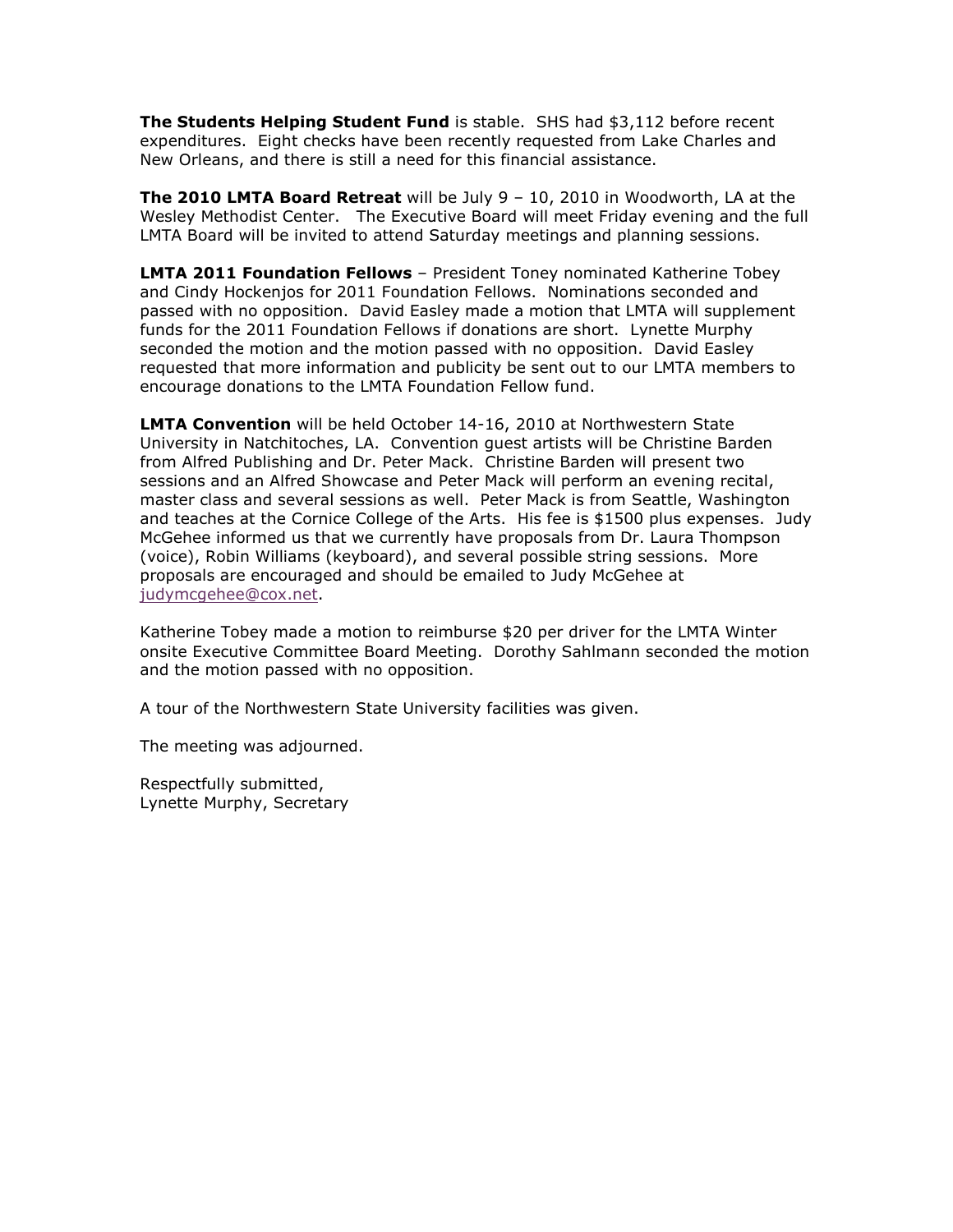**The Students Helping Student Fund** is stable. SHS had $3,112 before recent expenditures. Eight checks have been recently requested from Lake Charles and New Orleans, and there is still a need for this financial assistance.

**The 2010 LMTA Board Retreat** will be July 9 – 10, 2010 in Woodworth, LA at the Wesley Methodist Center. The Executive Board will meet Friday evening and the full LMTA Board will be invited to attend Saturday meetings and planning sessions.

**LMTA 2011 Foundation Fellows** – President Toney nominated Katherine Tobey and Cindy Hockenjos for 2011 Foundation Fellows. Nominations seconded and passed with no opposition. David Easley made a motion that LMTA will supplement funds for the 2011 Foundation Fellows if donations are short. Lynette Murphy seconded the motion and the motion passed with no opposition. David Easley requested that more information and publicity be sent out to our LMTA members to encourage donations to the LMTA Foundation Fellow fund.

**LMTA Convention** will be held October 14-16, 2010 at Northwestern State University in Natchitoches, LA. Convention guest artists will be Christine Barden from Alfred Publishing and Dr. Peter Mack. Christine Barden will present two sessions and an Alfred Showcase and Peter Mack will perform an evening recital, master class and several sessions as well. Peter Mack is from Seattle, Washington and teaches at the Cornice College of the Arts. His fee is $1500 plus expenses. Judy McGehee informed us that we currently have proposals from Dr. Laura Thompson (voice), Robin Williams (keyboard), and several possible string sessions. More proposals are encouraged and should be emailed to Judy McGehee at judymcgehee@cox.net.

Katherine Tobey made a motion to reimburse $20 per driver for the LMTA Winter onsite Executive Committee Board Meeting. Dorothy Sahlmann seconded the motion and the motion passed with no opposition.

A tour of the Northwestern State University facilities was given.

The meeting was adjourned.

Respectfully submitted,
Lynette Murphy, Secretary